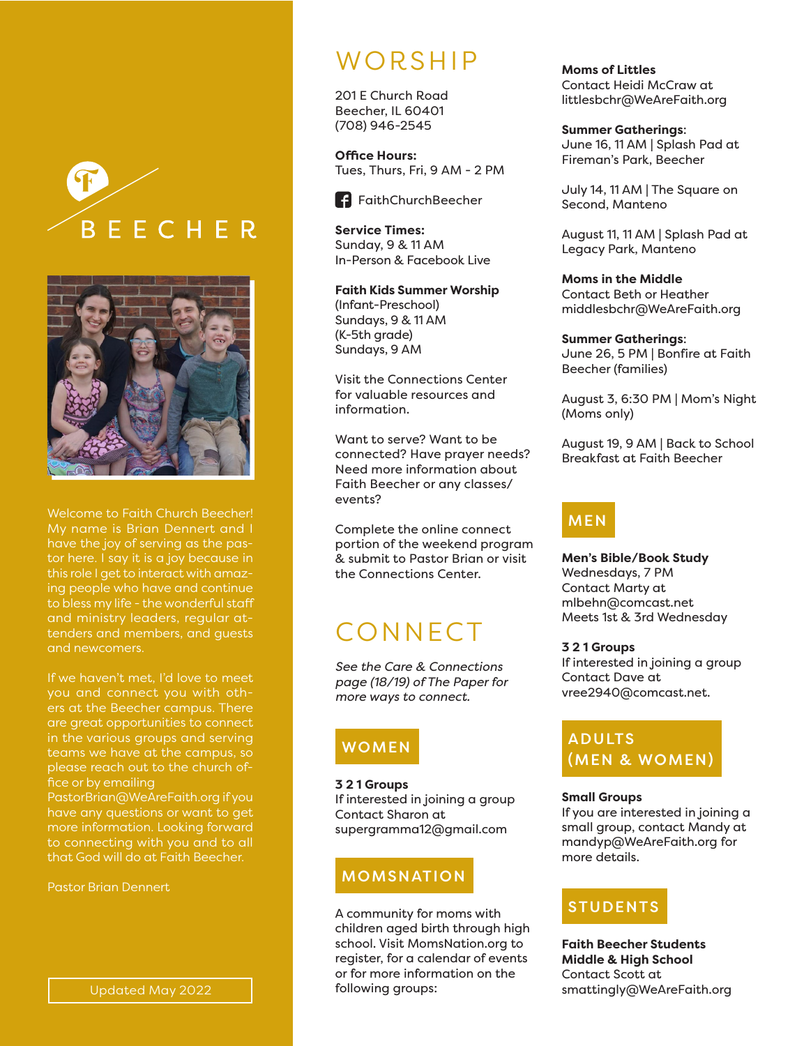# BEECHER

Welcome to Faith Church Beecher! My name is Brian Dennert and I have the joy of serving as the pastor here. I say it is a joy because in this role I get to interact with amazing people who have and continue to bless my life - the wonderful staff and ministry leaders, regular attenders and members, and guests and newcomers.

If we haven't met, I'd love to meet you and connect you with others at the Beecher campus. There are great opportunities to connect in the various groups and serving teams we have at the campus, so please reach out to the church office or by emailing PastorBrian@WeAreFaith.org if you have any questions or want to get more information. Looking forward to connecting with you and to all that God will do at Faith Beecher.

Pastor Brian Dennert

Updated May 2022

## WORSHIP

201 E Church Road
Beecher, IL 60401
(708) 946-2545

**Office Hours:**
Tues, Thurs, Fri, 9 AM - 2 PM

FaithChurchBeecher

**Service Times:**
Sunday, 9 & 11 AM
In-Person & Facebook Live

**Faith Kids Summer Worship**
(Infant-Preschool)
Sundays, 9 & 11 AM
(K-5th grade)
Sundays, 9 AM

Visit the Connections Center for valuable resources and information.

Want to serve? Want to be connected? Have prayer needs? Need more information about Faith Beecher or any classes/events?

Complete the online connect portion of the weekend program & submit to Pastor Brian or visit the Connections Center.

## CONNECT

*See the Care & Connections page (18/19) of The Paper for more ways to connect.*

### WOMEN

**3 2 1 Groups**
If interested in joining a group
Contact Sharon at
supergramma12@gmail.com

### MOMSNATION

A community for moms with children aged birth through high school. Visit MomsNation.org to register, for a calendar of events or for more information on the following groups:

**Moms of Littles**
Contact Heidi McCraw at
littlesbchr@WeAreFaith.org

**Summer Gatherings:**
June 16, 11 AM | Splash Pad at Fireman's Park, Beecher

July 14, 11 AM | The Square on Second, Manteno

August 11, 11 AM | Splash Pad at Legacy Park, Manteno

**Moms in the Middle**
Contact Beth or Heather
middlesbchr@WeAreFaith.org

**Summer Gatherings:**
June 26, 5 PM | Bonfire at Faith Beecher (families)

August 3, 6:30 PM | Mom's Night (Moms only)

August 19, 9 AM | Back to School Breakfast at Faith Beecher

### MEN

**Men's Bible/Book Study**
Wednesdays, 7 PM
Contact Marty at
mlbehn@comcast.net
Meets 1st & 3rd Wednesday

**3 2 1 Groups**
If interested in joining a group
Contact Dave at
vree2940@comcast.net.

### ADULTS (MEN & WOMEN)

**Small Groups**
If you are interested in joining a small group, contact Mandy at mandyp@WeAreFaith.org for more details.

### STUDENTS

**Faith Beecher Students**
**Middle & High School**
Contact Scott at
smattingly@WeAreFaith.org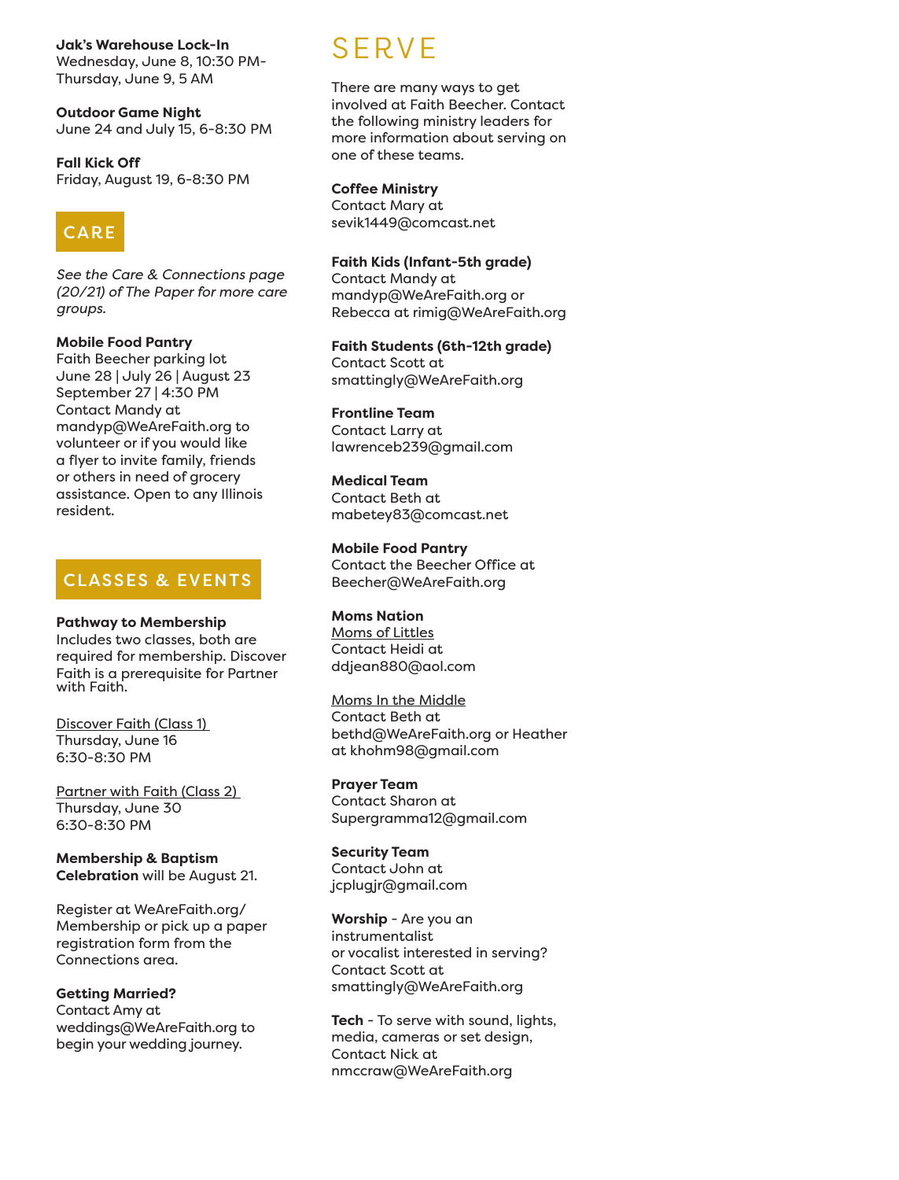**Jak's Warehouse Lock-In**
Wednesday, June 8, 10:30 PM-
Thursday, June 9, 5 AM

**Outdoor Game Night**
June 24 and July 15, 6-8:30 PM

**Fall Kick Off**
Friday, August 19, 6-8:30 PM

## CARE

*See the Care & Connections page (20/21) of The Paper for more care groups.*

**Mobile Food Pantry**
Faith Beecher parking lot
June 28 | July 26 | August 23
September 27 | 4:30 PM
Contact Mandy at mandyp@WeAreFaith.org to volunteer or if you would like a flyer to invite family, friends or others in need of grocery assistance. Open to any Illinois resident.

## CLASSES & EVENTS

**Pathway to Membership**
Includes two classes, both are required for membership. Discover Faith is a prerequisite for Partner with Faith.

Discover Faith (Class 1)
Thursday, June 16
6:30-8:30 PM

Partner with Faith (Class 2)
Thursday, June 30
6:30-8:30 PM

**Membership & Baptism Celebration** will be August 21.

Register at WeAreFaith.org/Membership or pick up a paper registration form from the Connections area.

**Getting Married?**
Contact Amy at weddings@WeAreFaith.org to begin your wedding journey.

# SERVE

There are many ways to get involved at Faith Beecher. Contact the following ministry leaders for more information about serving on one of these teams.

**Coffee Ministry**
Contact Mary at sevik1449@comcast.net

**Faith Kids (Infant-5th grade)**
Contact Mandy at mandyp@WeAreFaith.org or Rebecca at rimig@WeAreFaith.org

**Faith Students (6th-12th grade)**
Contact Scott at smattingly@WeAreFaith.org

**Frontline Team**
Contact Larry at lawrenceb239@gmail.com

**Medical Team**
Contact Beth at mabetey83@comcast.net

**Mobile Food Pantry**
Contact the Beecher Office at Beecher@WeAreFaith.org

**Moms Nation**
Moms of Littles
Contact Heidi at ddjean880@aol.com

Moms In the Middle
Contact Beth at bethd@WeAreFaith.org or Heather at khohm98@gmail.com

**Prayer Team**
Contact Sharon at Supergramma12@gmail.com

**Security Team**
Contact John at jcplugjr@gmail.com

**Worship** - Are you an instrumentalist or vocalist interested in serving? Contact Scott at smattingly@WeAreFaith.org

**Tech** - To serve with sound, lights, media, cameras or set design, Contact Nick at nmccraw@WeAreFaith.org